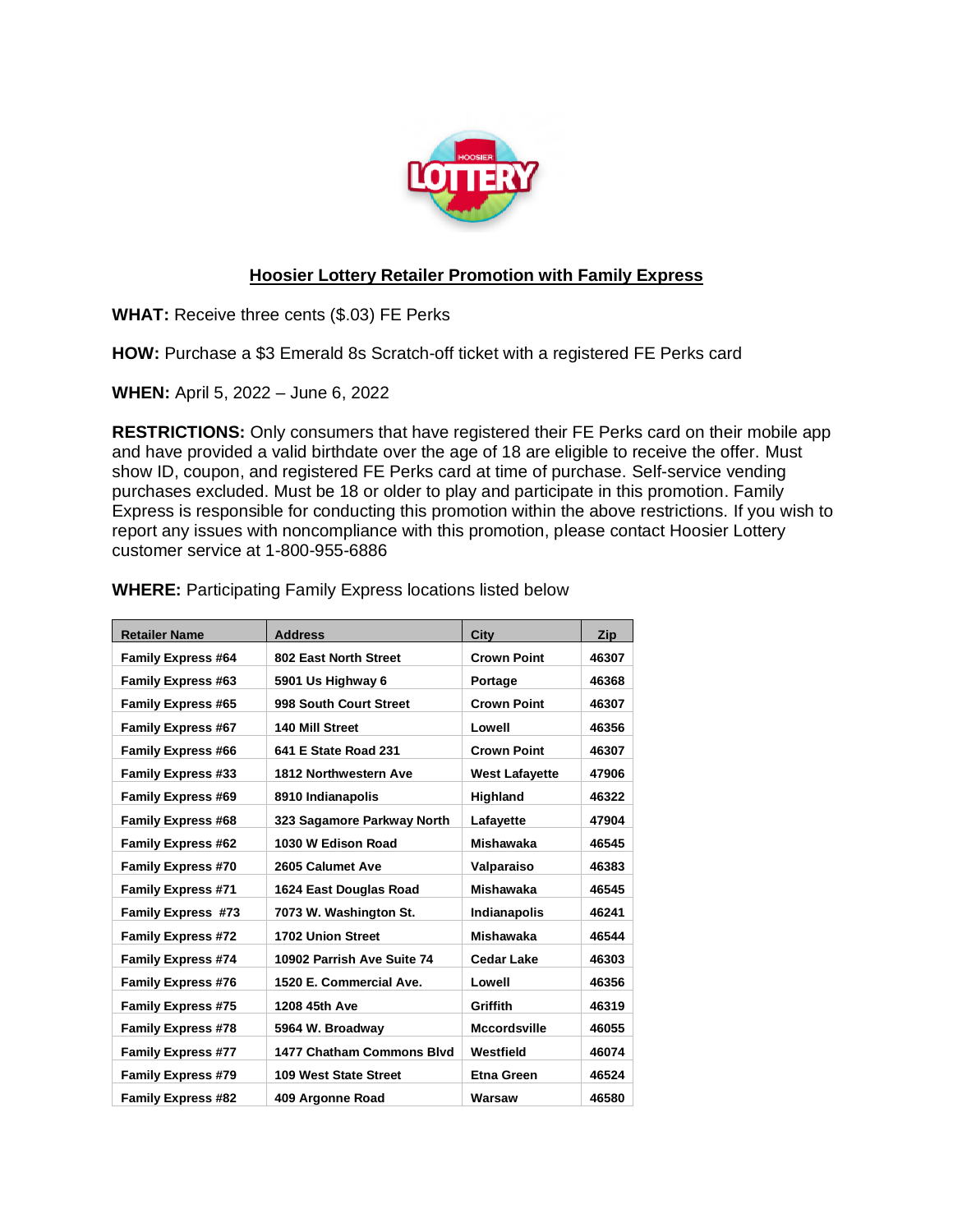## Hoosier Lottery Retailer Promotion with Family Express

**WHAT:** Receive three cents ($.03) FE Perks

**HOW:** Purchase a $3 Emerald 8s Scratch-off ticket with a registered FE Perks card

**WHEN:** April 5, 2022 – June 6, 2022

**RESTRICTIONS:** Only consumers that have registered their FE Perks card on their mobile app and have provided a valid birthdate over the age of 18 are eligible to receive the offer. Must show ID, coupon, and registered FE Perks card at time of purchase. Self-service vending purchases excluded. Must be 18 or older to play and participate in this promotion. Family Express is responsible for conducting this promotion within the above restrictions. If you wish to report any issues with noncompliance with this promotion, please contact Hoosier Lottery customer service at 1-800-955-6886

**WHERE:** Participating Family Express locations listed below

| Retailer Name | Address | City | Zip |
|---|---|---|---|
| Family Express #64 | 802 East North Street | Crown Point | 46307 |
| Family Express #63 | 5901 Us Highway 6 | Portage | 46368 |
| Family Express #65 | 998 South Court Street | Crown Point | 46307 |
| Family Express #67 | 140 Mill Street | Lowell | 46356 |
| Family Express #66 | 641 E State Road 231 | Crown Point | 46307 |
| Family Express #33 | 1812 Northwestern Ave | West Lafayette | 47906 |
| Family Express #69 | 8910 Indianapolis | Highland | 46322 |
| Family Express #68 | 323 Sagamore Parkway North | Lafayette | 47904 |
| Family Express #62 | 1030 W Edison Road | Mishawaka | 46545 |
| Family Express #70 | 2605 Calumet Ave | Valparaiso | 46383 |
| Family Express #71 | 1624 East Douglas Road | Mishawaka | 46545 |
| Family Express #73 | 7073 W. Washington St. | Indianapolis | 46241 |
| Family Express #72 | 1702 Union Street | Mishawaka | 46544 |
| Family Express #74 | 10902 Parrish Ave Suite 74 | Cedar Lake | 46303 |
| Family Express #76 | 1520 E. Commercial Ave. | Lowell | 46356 |
| Family Express #75 | 1208 45th Ave | Griffith | 46319 |
| Family Express #78 | 5964 W. Broadway | Mccordsville | 46055 |
| Family Express #77 | 1477 Chatham Commons Blvd | Westfield | 46074 |
| Family Express #79 | 109 West State Street | Etna Green | 46524 |
| Family Express #82 | 409 Argonne Road | Warsaw | 46580 |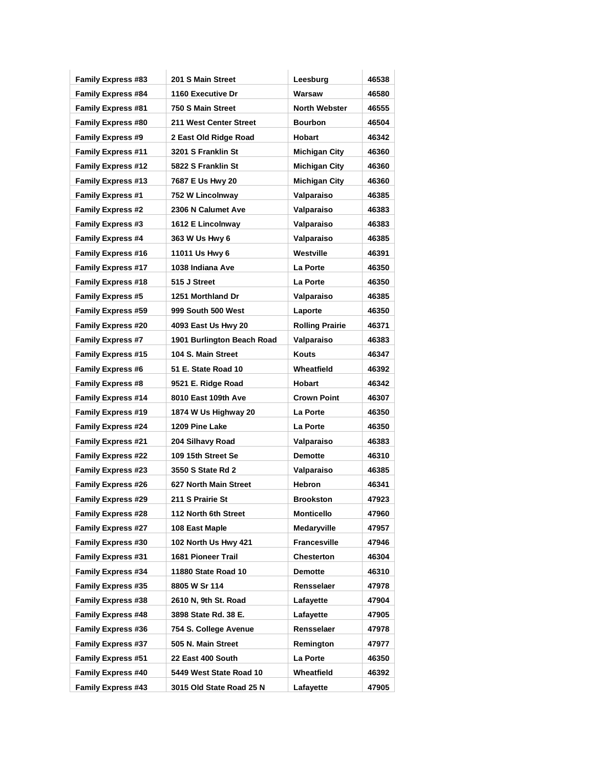| Family Express #83 | 201 S Main Street | Leesburg | 46538 |
|---|---|---|---|
| Family Express #84 | 1160 Executive Dr | Warsaw | 46580 |
| Family Express #81 | 750 S Main Street | North Webster | 46555 |
| Family Express #80 | 211 West Center Street | Bourbon | 46504 |
| Family Express #9 | 2 East Old Ridge Road | Hobart | 46342 |
| Family Express #11 | 3201 S Franklin St | Michigan City | 46360 |
| Family Express #12 | 5822 S Franklin St | Michigan City | 46360 |
| Family Express #13 | 7687 E Us Hwy 20 | Michigan City | 46360 |
| Family Express #1 | 752 W Lincolnway | Valparaiso | 46385 |
| Family Express #2 | 2306 N Calumet Ave | Valparaiso | 46383 |
| Family Express #3 | 1612 E Lincolnway | Valparaiso | 46383 |
| Family Express #4 | 363 W Us Hwy 6 | Valparaiso | 46385 |
| Family Express #16 | 11011 Us Hwy 6 | Westville | 46391 |
| Family Express #17 | 1038 Indiana Ave | La Porte | 46350 |
| Family Express #18 | 515 J Street | La Porte | 46350 |
| Family Express #5 | 1251 Morthland Dr | Valparaiso | 46385 |
| Family Express #59 | 999 South 500 West | Laporte | 46350 |
| Family Express #20 | 4093 East Us Hwy 20 | Rolling Prairie | 46371 |
| Family Express #7 | 1901 Burlington Beach Road | Valparaiso | 46383 |
| Family Express #15 | 104 S. Main Street | Kouts | 46347 |
| Family Express #6 | 51 E. State Road 10 | Wheatfield | 46392 |
| Family Express #8 | 9521 E. Ridge Road | Hobart | 46342 |
| Family Express #14 | 8010 East 109th Ave | Crown Point | 46307 |
| Family Express #19 | 1874 W Us Highway 20 | La Porte | 46350 |
| Family Express #24 | 1209 Pine Lake | La Porte | 46350 |
| Family Express #21 | 204 Silhavy Road | Valparaiso | 46383 |
| Family Express #22 | 109 15th Street Se | Demotte | 46310 |
| Family Express #23 | 3550 S State Rd 2 | Valparaiso | 46385 |
| Family Express #26 | 627 North Main Street | Hebron | 46341 |
| Family Express #29 | 211 S Prairie St | Brookston | 47923 |
| Family Express #28 | 112 North 6th Street | Monticello | 47960 |
| Family Express #27 | 108 East Maple | Medaryville | 47957 |
| Family Express #30 | 102 North Us Hwy 421 | Francesville | 47946 |
| Family Express #31 | 1681 Pioneer Trail | Chesterton | 46304 |
| Family Express #34 | 11880 State Road 10 | Demotte | 46310 |
| Family Express #35 | 8805 W Sr 114 | Rensselaer | 47978 |
| Family Express #38 | 2610 N, 9th St. Road | Lafayette | 47904 |
| Family Express #48 | 3898 State Rd. 38 E. | Lafayette | 47905 |
| Family Express #36 | 754 S. College Avenue | Rensselaer | 47978 |
| Family Express #37 | 505 N. Main Street | Remington | 47977 |
| Family Express #51 | 22 East 400 South | La Porte | 46350 |
| Family Express #40 | 5449 West State Road 10 | Wheatfield | 46392 |
| Family Express #43 | 3015 Old State Road 25 N | Lafayette | 47905 |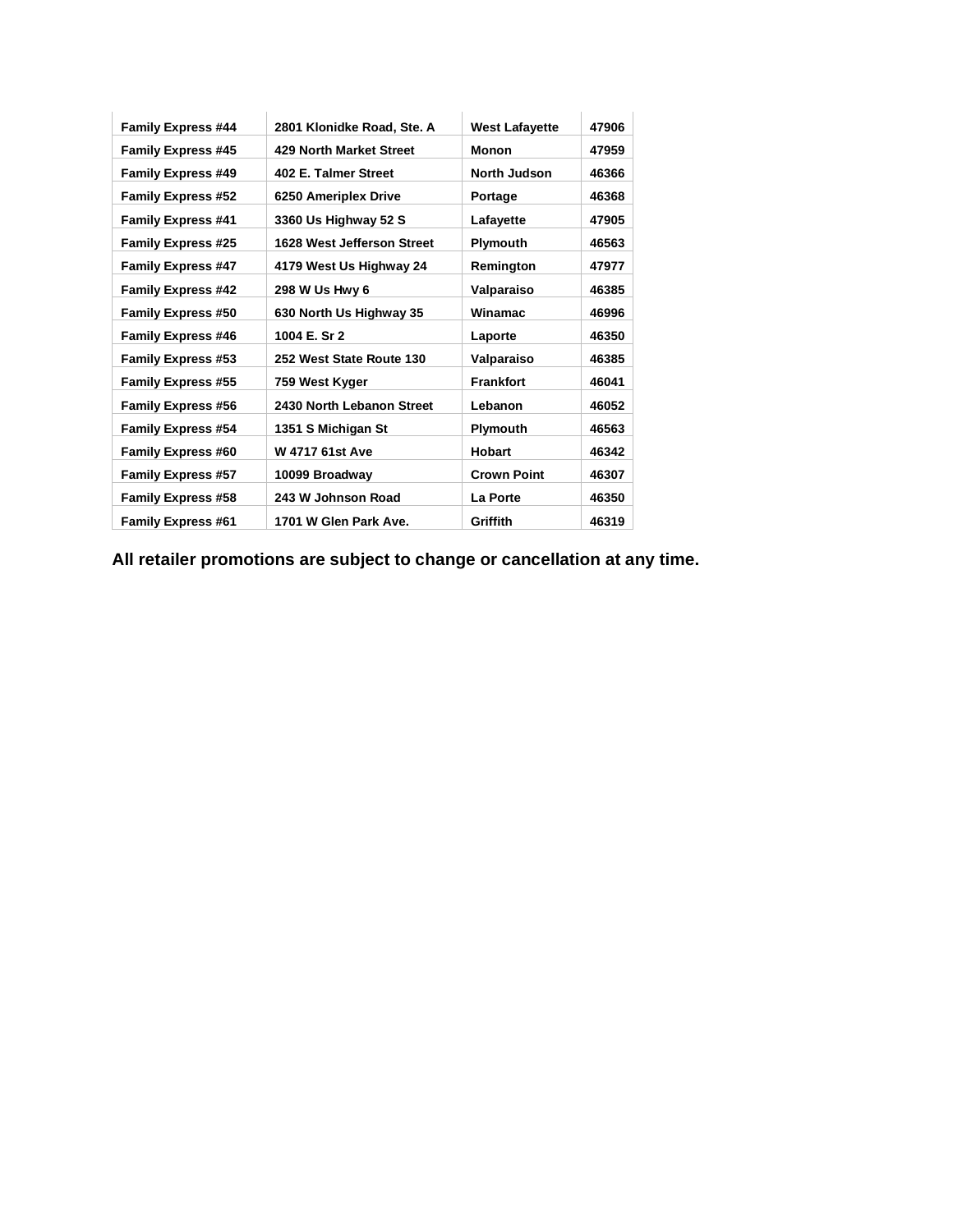| | | | |
|---|---|---|---|
| **Family Express #44** | **2801 Klonidke Road, Ste. A** | **West Lafayette** | **47906** |
| **Family Express #45** | **429 North Market Street** | **Monon** | **47959** |
| **Family Express #49** | **402 E. Talmer Street** | **North Judson** | **46366** |
| **Family Express #52** | **6250 Ameriplex Drive** | **Portage** | **46368** |
| **Family Express #41** | **3360 Us Highway 52 S** | **Lafayette** | **47905** |
| **Family Express #25** | **1628 West Jefferson Street** | **Plymouth** | **46563** |
| **Family Express #47** | **4179 West Us Highway 24** | **Remington** | **47977** |
| **Family Express #42** | **298 W Us Hwy 6** | **Valparaiso** | **46385** |
| **Family Express #50** | **630 North Us Highway 35** | **Winamac** | **46996** |
| **Family Express #46** | **1004 E. Sr 2** | **Laporte** | **46350** |
| **Family Express #53** | **252 West State Route 130** | **Valparaiso** | **46385** |
| **Family Express #55** | **759 West Kyger** | **Frankfort** | **46041** |
| **Family Express #56** | **2430 North Lebanon Street** | **Lebanon** | **46052** |
| **Family Express #54** | **1351 S Michigan St** | **Plymouth** | **46563** |
| **Family Express #60** | **W 4717 61st Ave** | **Hobart** | **46342** |
| **Family Express #57** | **10099 Broadway** | **Crown Point** | **46307** |
| **Family Express #58** | **243 W Johnson Road** | **La Porte** | **46350** |
| **Family Express #61** | **1701 W Glen Park Ave.** | **Griffith** | **46319** |

**All retailer promotions are subject to change or cancellation at any time.**